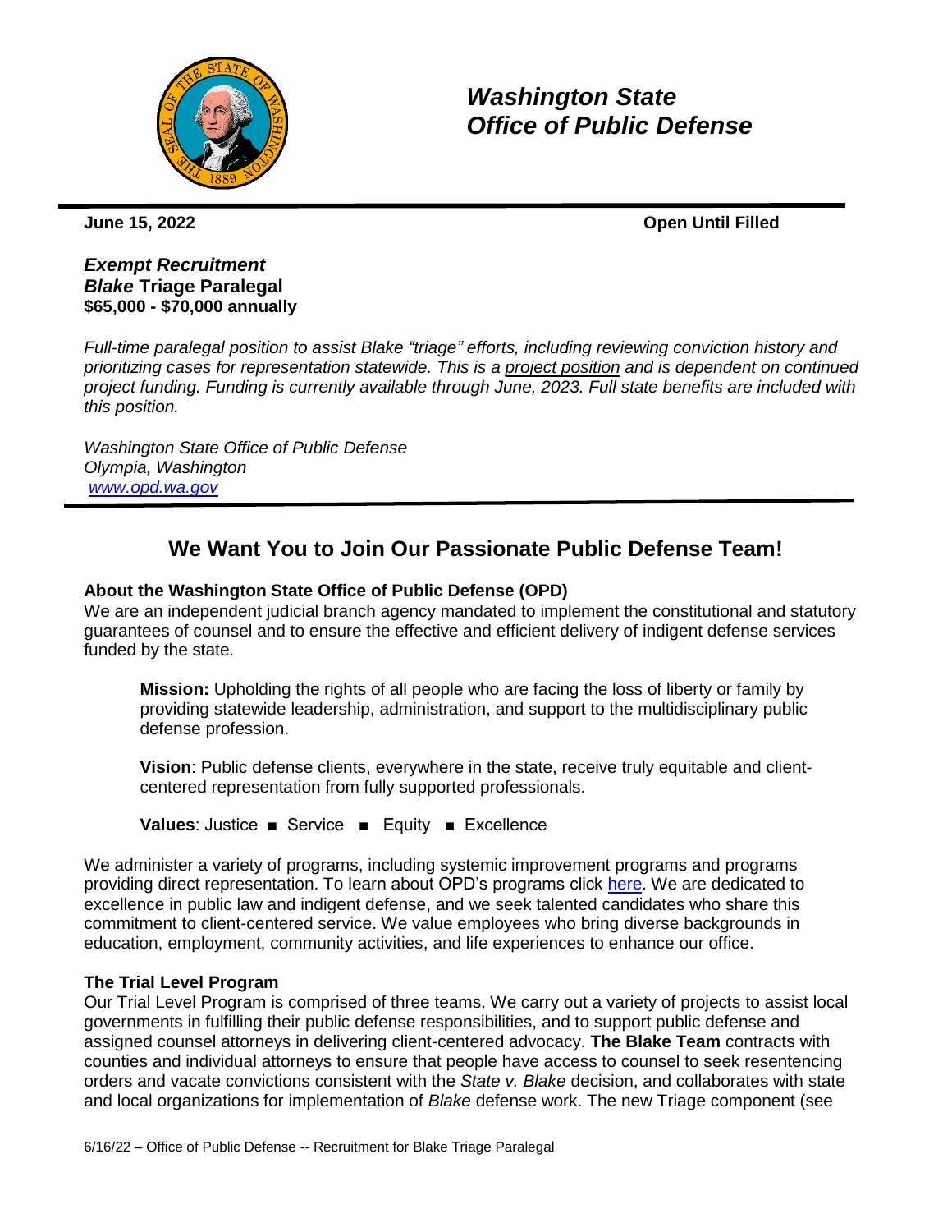# *Washington State Office of Public Defense*

**June 15, 2022** **Open Until Filled**

***Exempt Recruitment***
***Blake* Triage Paralegal**
**$65,000 - $70,000 annually**

*Full-time paralegal position to assist Blake "triage" efforts, including reviewing conviction history and prioritizing cases for representation statewide. This is a project position and is dependent on continued project funding. Funding is currently available through June, 2023. Full state benefits are included with this position.*

*Washington State Office of Public Defense*
*Olympia, Washington*
*[www.opd.wa.gov](http://www.opd.wa.gov)*

## We Want You to Join Our Passionate Public Defense Team!

### About the Washington State Office of Public Defense (OPD)

We are an independent judicial branch agency mandated to implement the constitutional and statutory guarantees of counsel and to ensure the effective and efficient delivery of indigent defense services funded by the state.

> **Mission:** Upholding the rights of all people who are facing the loss of liberty or family by providing statewide leadership, administration, and support to the multidisciplinary public defense profession.
>
> **Vision**: Public defense clients, everywhere in the state, receive truly equitable and client-centered representation from fully supported professionals.
>
> **Values**: Justice ■ Service ■ Equity ■ Excellence

We administer a variety of programs, including systemic improvement programs and programs providing direct representation. To learn about OPD's programs click here. We are dedicated to excellence in public law and indigent defense, and we seek talented candidates who share this commitment to client-centered service. We value employees who bring diverse backgrounds in education, employment, community activities, and life experiences to enhance our office.

### The Trial Level Program

Our Trial Level Program is comprised of three teams. We carry out a variety of projects to assist local governments in fulfilling their public defense responsibilities, and to support public defense and assigned counsel attorneys in delivering client-centered advocacy. **The Blake Team** contracts with counties and individual attorneys to ensure that people have access to counsel to seek resentencing orders and vacate convictions consistent with the *State v. Blake* decision, and collaborates with state and local organizations for implementation of *Blake* defense work. The new Triage component (see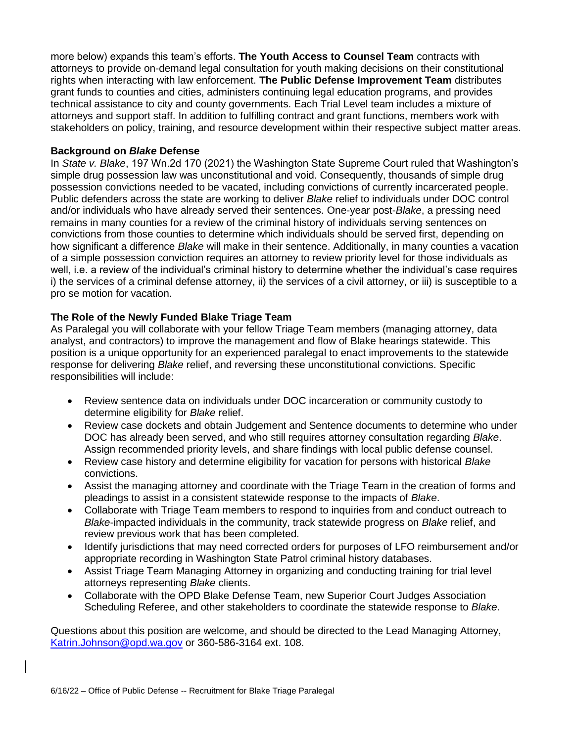more below) expands this team's efforts. **The Youth Access to Counsel Team** contracts with attorneys to provide on-demand legal consultation for youth making decisions on their constitutional rights when interacting with law enforcement. **The Public Defense Improvement Team** distributes grant funds to counties and cities, administers continuing legal education programs, and provides technical assistance to city and county governments. Each Trial Level team includes a mixture of attorneys and support staff. In addition to fulfilling contract and grant functions, members work with stakeholders on policy, training, and resource development within their respective subject matter areas.

**Background on *Blake* Defense**

In *State v. Blake*, 197 Wn.2d 170 (2021) the Washington State Supreme Court ruled that Washington's simple drug possession law was unconstitutional and void. Consequently, thousands of simple drug possession convictions needed to be vacated, including convictions of currently incarcerated people. Public defenders across the state are working to deliver *Blake* relief to individuals under DOC control and/or individuals who have already served their sentences. One-year post-*Blake*, a pressing need remains in many counties for a review of the criminal history of individuals serving sentences on convictions from those counties to determine which individuals should be served first, depending on how significant a difference *Blake* will make in their sentence. Additionally, in many counties a vacation of a simple possession conviction requires an attorney to review priority level for those individuals as well, i.e. a review of the individual's criminal history to determine whether the individual's case requires i) the services of a criminal defense attorney, ii) the services of a civil attorney, or iii) is susceptible to a pro se motion for vacation.

**The Role of the Newly Funded Blake Triage Team**

As Paralegal you will collaborate with your fellow Triage Team members (managing attorney, data analyst, and contractors) to improve the management and flow of Blake hearings statewide. This position is a unique opportunity for an experienced paralegal to enact improvements to the statewide response for delivering *Blake* relief, and reversing these unconstitutional convictions. Specific responsibilities will include:

- Review sentence data on individuals under DOC incarceration or community custody to determine eligibility for *Blake* relief.
- Review case dockets and obtain Judgement and Sentence documents to determine who under DOC has already been served, and who still requires attorney consultation regarding *Blake*. Assign recommended priority levels, and share findings with local public defense counsel.
- Review case history and determine eligibility for vacation for persons with historical *Blake* convictions.
- Assist the managing attorney and coordinate with the Triage Team in the creation of forms and pleadings to assist in a consistent statewide response to the impacts of *Blake*.
- Collaborate with Triage Team members to respond to inquiries from and conduct outreach to *Blake*-impacted individuals in the community, track statewide progress on *Blake* relief, and review previous work that has been completed.
- Identify jurisdictions that may need corrected orders for purposes of LFO reimbursement and/or appropriate recording in Washington State Patrol criminal history databases.
- Assist Triage Team Managing Attorney in organizing and conducting training for trial level attorneys representing *Blake* clients.
- Collaborate with the OPD Blake Defense Team, new Superior Court Judges Association Scheduling Referee, and other stakeholders to coordinate the statewide response to *Blake*.

Questions about this position are welcome, and should be directed to the Lead Managing Attorney, [Katrin.Johnson@opd.wa.gov](mailto:Katrin.Johnson@opd.wa.gov) or 360-586-3164 ext. 108.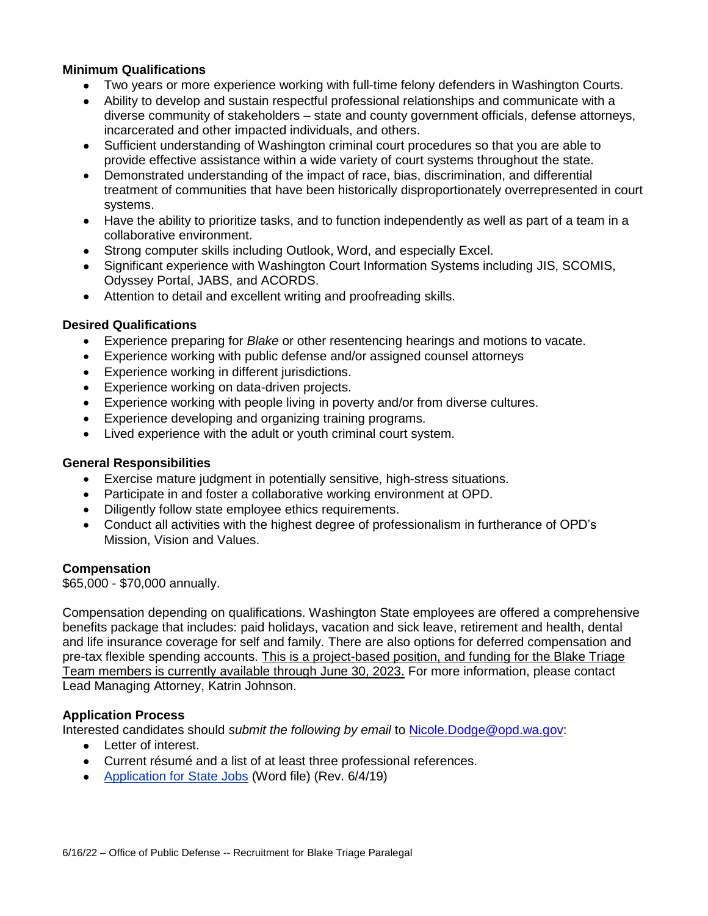### Minimum Qualifications

- Two years or more experience working with full-time felony defenders in Washington Courts.
- Ability to develop and sustain respectful professional relationships and communicate with a diverse community of stakeholders – state and county government officials, defense attorneys, incarcerated and other impacted individuals, and others.
- Sufficient understanding of Washington criminal court procedures so that you are able to provide effective assistance within a wide variety of court systems throughout the state.
- Demonstrated understanding of the impact of race, bias, discrimination, and differential treatment of communities that have been historically disproportionately overrepresented in court systems.
- Have the ability to prioritize tasks, and to function independently as well as part of a team in a collaborative environment.
- Strong computer skills including Outlook, Word, and especially Excel.
- Significant experience with Washington Court Information Systems including JIS, SCOMIS, Odyssey Portal, JABS, and ACORDS.
- Attention to detail and excellent writing and proofreading skills.

### Desired Qualifications

- Experience preparing for *Blake* or other resentencing hearings and motions to vacate.
- Experience working with public defense and/or assigned counsel attorneys
- Experience working in different jurisdictions.
- Experience working on data-driven projects.
- Experience working with people living in poverty and/or from diverse cultures.
- Experience developing and organizing training programs.
- Lived experience with the adult or youth criminal court system.

### General Responsibilities

- Exercise mature judgment in potentially sensitive, high-stress situations.
- Participate in and foster a collaborative working environment at OPD.
- Diligently follow state employee ethics requirements.
- Conduct all activities with the highest degree of professionalism in furtherance of OPD's Mission, Vision and Values.

### Compensation

$65,000 - $70,000 annually.

Compensation depending on qualifications. Washington State employees are offered a comprehensive benefits package that includes: paid holidays, vacation and sick leave, retirement and health, dental and life insurance coverage for self and family. There are also options for deferred compensation and pre-tax flexible spending accounts. <u>This is a project-based position, and funding for the Blake Triage Team members is currently available through June 30, 2023.</u> For more information, please contact Lead Managing Attorney, Katrin Johnson.

### Application Process

Interested candidates should *submit the following by email* to Nicole.Dodge@opd.wa.gov:

- Letter of interest.
- Current résumé and a list of at least three professional references.
- Application for State Jobs (Word file) (Rev. 6/4/19)

6/16/22 – Office of Public Defense -- Recruitment for Blake Triage Paralegal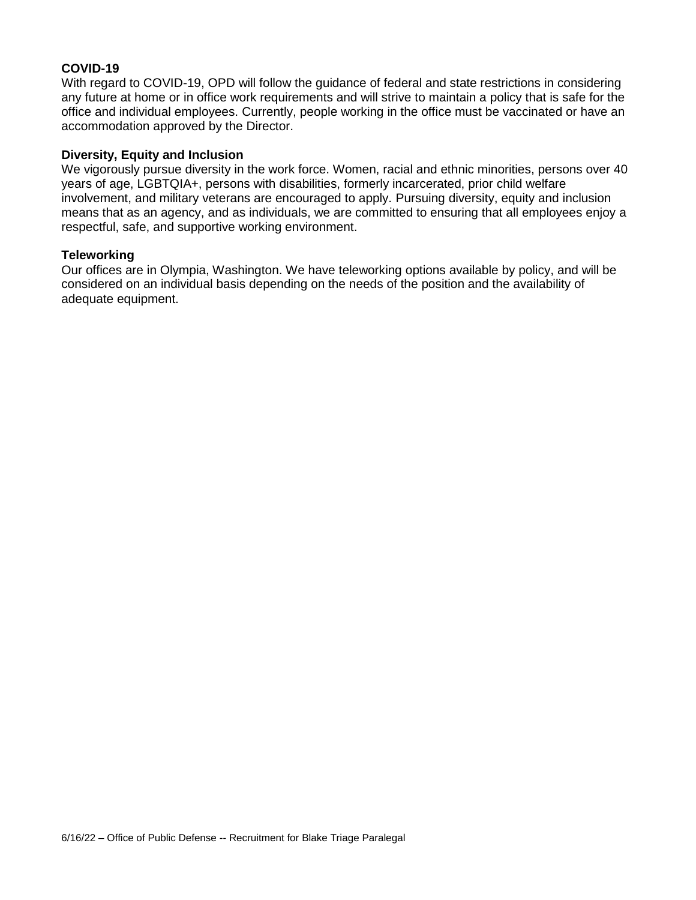**COVID-19**

With regard to COVID-19, OPD will follow the guidance of federal and state restrictions in considering any future at home or in office work requirements and will strive to maintain a policy that is safe for the office and individual employees. Currently, people working in the office must be vaccinated or have an accommodation approved by the Director.

**Diversity, Equity and Inclusion**

We vigorously pursue diversity in the work force. Women, racial and ethnic minorities, persons over 40 years of age, LGBTQIA+, persons with disabilities, formerly incarcerated, prior child welfare involvement, and military veterans are encouraged to apply. Pursuing diversity, equity and inclusion means that as an agency, and as individuals, we are committed to ensuring that all employees enjoy a respectful, safe, and supportive working environment.

**Teleworking**

Our offices are in Olympia, Washington. We have teleworking options available by policy, and will be considered on an individual basis depending on the needs of the position and the availability of adequate equipment.